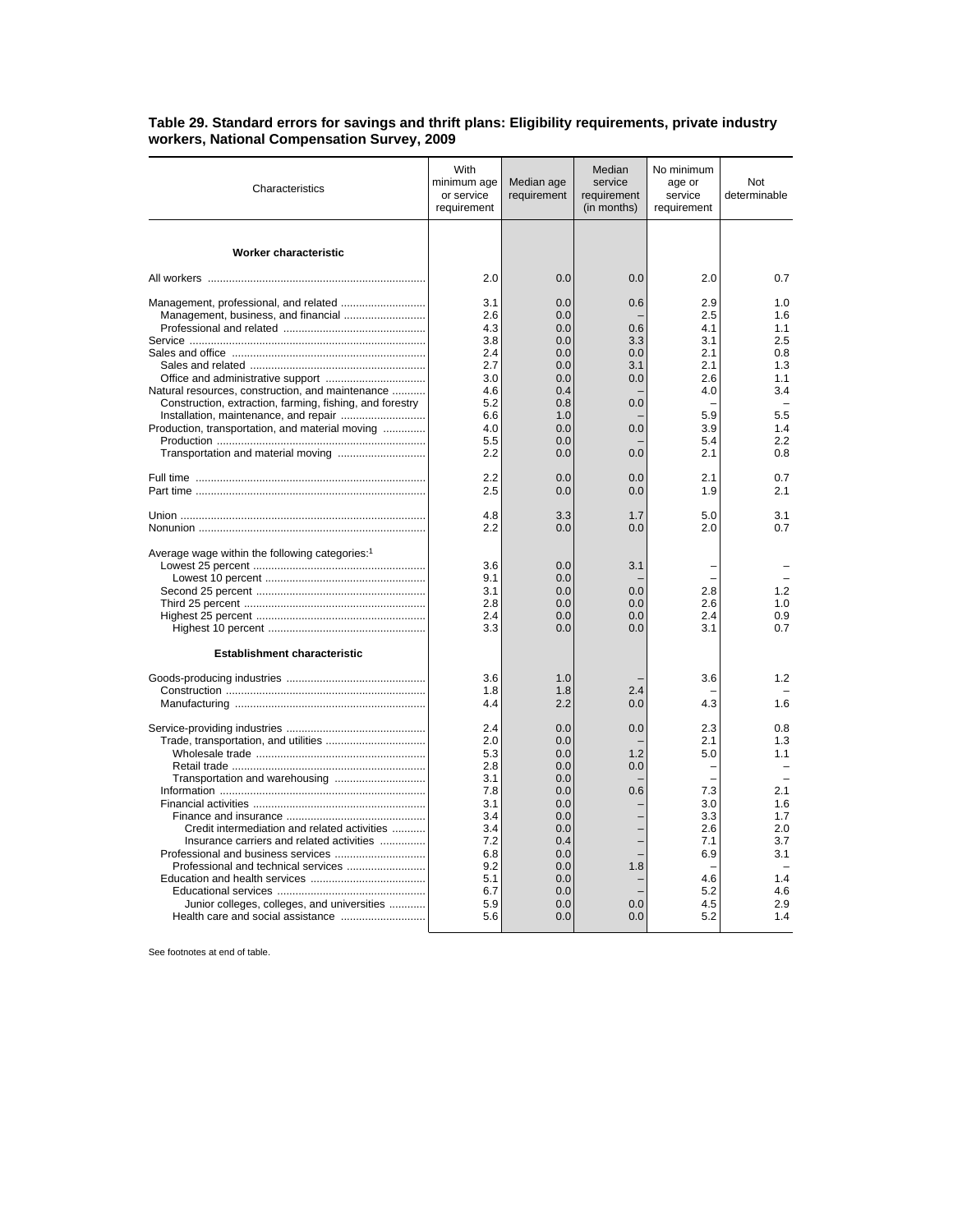**Table 29. Standard errors for savings and thrift plans: Eligibility requirements, private industry workers, National Compensation Survey, 2009**

| Characteristics | With minimum age or service requirement | Median age requirement | Median service requirement (in months) | No minimum age or service requirement | Not determinable |
|---|---|---|---|---|---|
| **Worker characteristic** | | | | | |
| All workers | 2.0 | 0.0 | 0.0 | 2.0 | 0.7 |
| Management, professional, and related | 3.1 | 0.0 | 0.6 | 2.9 | 1.0 |
| Management, business, and financial | 2.6 | 0.0 | – | 2.5 | 1.6 |
| Professional and related | 4.3 | 0.0 | 0.6 | 4.1 | 1.1 |
| Service | 3.8 | 0.0 | 3.3 | 3.1 | 2.5 |
| Sales and office | 2.4 | 0.0 | 0.0 | 2.1 | 0.8 |
| Sales and related | 2.7 | 0.0 | 3.1 | 2.1 | 1.3 |
| Office and administrative support | 3.0 | 0.0 | 0.0 | 2.6 | 1.1 |
| Natural resources, construction, and maintenance | 4.6 | 0.4 | – | 4.0 | 3.4 |
| Construction, extraction, farming, fishing, and forestry | 5.2 | 0.8 | 0.0 | – | – |
| Installation, maintenance, and repair | 6.6 | 1.0 | – | 5.9 | 5.5 |
| Production, transportation, and material moving | 4.0 | 0.0 | 0.0 | 3.9 | 1.4 |
| Production | 5.5 | 0.0 | – | 5.4 | 2.2 |
| Transportation and material moving | 2.2 | 0.0 | 0.0 | 2.1 | 0.8 |
| Full time | 2.2 | 0.0 | 0.0 | 2.1 | 0.7 |
| Part time | 2.5 | 0.0 | 0.0 | 1.9 | 2.1 |
| Union | 4.8 | 3.3 | 1.7 | 5.0 | 3.1 |
| Nonunion | 2.2 | 0.0 | 0.0 | 2.0 | 0.7 |
| Average wage within the following categories:[1] | | | | | |
| Lowest 25 percent | 3.6 | 0.0 | 3.1 | – | – |
| Lowest 10 percent | 9.1 | 0.0 | – | – | – |
| Second 25 percent | 3.1 | 0.0 | 0.0 | 2.8 | 1.2 |
| Third 25 percent | 2.8 | 0.0 | 0.0 | 2.6 | 1.0 |
| Highest 25 percent | 2.4 | 0.0 | 0.0 | 2.4 | 0.9 |
| Highest 10 percent | 3.3 | 0.0 | 0.0 | 3.1 | 0.7 |
| **Establishment characteristic** | | | | | |
| Goods-producing industries | 3.6 | 1.0 | – | 3.6 | 1.2 |
| Construction | 1.8 | 1.8 | 2.4 | – | – |
| Manufacturing | 4.4 | 2.2 | 0.0 | 4.3 | 1.6 |
| Service-providing industries | 2.4 | 0.0 | 0.0 | 2.3 | 0.8 |
| Trade, transportation, and utilities | 2.0 | 0.0 | – | 2.1 | 1.3 |
| Wholesale trade | 5.3 | 0.0 | 1.2 | 5.0 | 1.1 |
| Retail trade | 2.8 | 0.0 | 0.0 | – | – |
| Transportation and warehousing | 3.1 | 0.0 | – | – | – |
| Information | 7.8 | 0.0 | 0.6 | 7.3 | 2.1 |
| Financial activities | 3.1 | 0.0 | – | 3.0 | 1.6 |
| Finance and insurance | 3.4 | 0.0 | – | 3.3 | 1.7 |
| Credit intermediation and related activities | 3.4 | 0.0 | – | 2.6 | 2.0 |
| Insurance carriers and related activities | 7.2 | 0.4 | – | 7.1 | 3.7 |
| Professional and business services | 6.8 | 0.0 | – | 6.9 | 3.1 |
| Professional and technical services | 9.2 | 0.0 | 1.8 | – | – |
| Education and health services | 5.1 | 0.0 | – | 4.6 | 1.4 |
| Educational services | 6.7 | 0.0 | – | 5.2 | 4.6 |
| Junior colleges, colleges, and universities | 5.9 | 0.0 | 0.0 | 4.5 | 2.9 |
| Health care and social assistance | 5.6 | 0.0 | 0.0 | 5.2 | 1.4 |

See footnotes at end of table.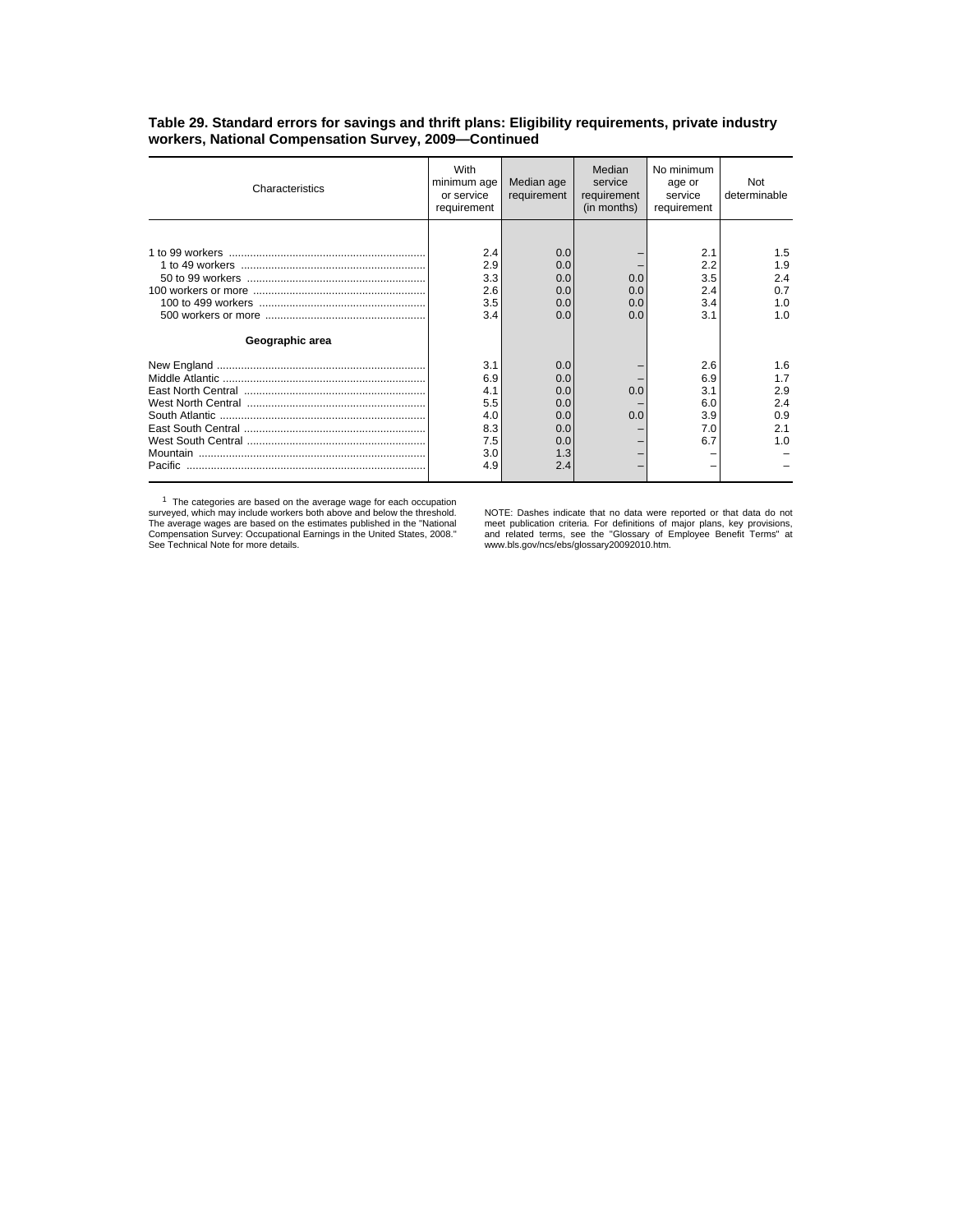**Table 29. Standard errors for savings and thrift plans: Eligibility requirements, private industry workers, National Compensation Survey, 2009—Continued**

| Characteristics | With minimum age or service requirement | Median age requirement | Median service requirement (in months) | No minimum age or service requirement | Not determinable |
|---|---|---|---|---|---|
| 1 to 99 workers | 2.4 | 0.0 | – | 2.1 | 1.5 |
| 1 to 49 workers | 2.9 | 0.0 | – | 2.2 | 1.9 |
| 50 to 99 workers | 3.3 | 0.0 | 0.0 | 3.5 | 2.4 |
| 100 workers or more | 2.6 | 0.0 | 0.0 | 2.4 | 0.7 |
| 100 to 499 workers | 3.5 | 0.0 | 0.0 | 3.4 | 1.0 |
| 500 workers or more | 3.4 | 0.0 | 0.0 | 3.1 | 1.0 |
| **Geographic area** | | | | | |
| New England | 3.1 | 0.0 | – | 2.6 | 1.6 |
| Middle Atlantic | 6.9 | 0.0 | – | 6.9 | 1.7 |
| East North Central | 4.1 | 0.0 | 0.0 | 3.1 | 2.9 |
| West North Central | 5.5 | 0.0 | – | 6.0 | 2.4 |
| South Atlantic | 4.0 | 0.0 | 0.0 | 3.9 | 0.9 |
| East South Central | 8.3 | 0.0 | – | 7.0 | 2.1 |
| West South Central | 7.5 | 0.0 | – | 6.7 | 1.0 |
| Mountain | 3.0 | 1.3 | – | – | – |
| Pacific | 4.9 | 2.4 | – | – | – |

[1] The categories are based on the average wage for each occupation surveyed, which may include workers both above and below the threshold. The average wages are based on the estimates published in the "National Compensation Survey: Occupational Earnings in the United States, 2008." See Technical Note for more details.

NOTE: Dashes indicate that no data were reported or that data do not meet publication criteria. For definitions of major plans, key provisions, and related terms, see the "Glossary of Employee Benefit Terms" at www.bls.gov/ncs/ebs/glossary20092010.htm.